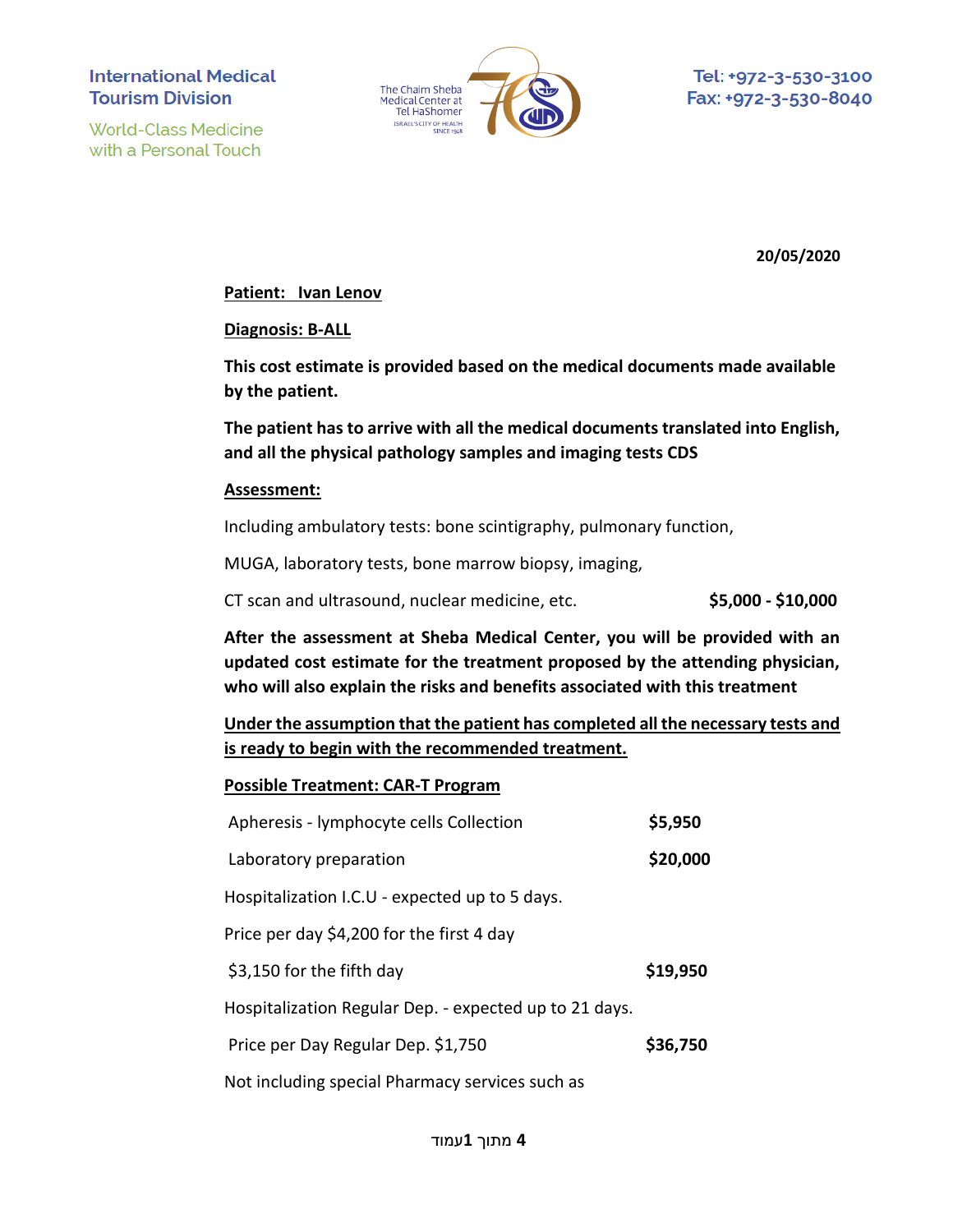International Medical Tourism Division

World-Class Medicine with a Personal Touch

The Chaim Sheba Medical Center at Tel HaShomer
ISRAEL'S CITY OF HEALTH SINCE 1948

Tel: +972-3-530-3100
Fax: +972-3-530-8040

**20/05/2020**

**Patient: Ivan Lenov**

**Diagnosis: B-ALL**

**This cost estimate is provided based on the medical documents made available by the patient.**

**The patient has to arrive with all the medical documents translated into English, and all the physical pathology samples and imaging tests CDS**

**Assessment:**

Including ambulatory tests: bone scintigraphy, pulmonary function,

MUGA, laboratory tests, bone marrow biopsy, imaging,

CT scan and ultrasound, nuclear medicine, etc. **$5,000 - $10,000**

**After the assessment at Sheba Medical Center, you will be provided with an updated cost estimate for the treatment proposed by the attending physician, who will also explain the risks and benefits associated with this treatment**

**Under the assumption that the patient has completed all the necessary tests and is ready to begin with the recommended treatment.**

**Possible Treatment: CAR-T Program**

| | |
|---|---|
| Apheresis - lymphocyte cells Collection | **$5,950** |
| Laboratory preparation | **$20,000** |
| Hospitalization I.C.U - expected up to 5 days. | |
| Price per day $4,200 for the first 4 day | |
| $3,150 for the fifth day | **$19,950** |
| Hospitalization Regular Dep. - expected up to 21 days. | |
| Price per Day Regular Dep. $1,750 | **$36,750** |

Not including special Pharmacy services such as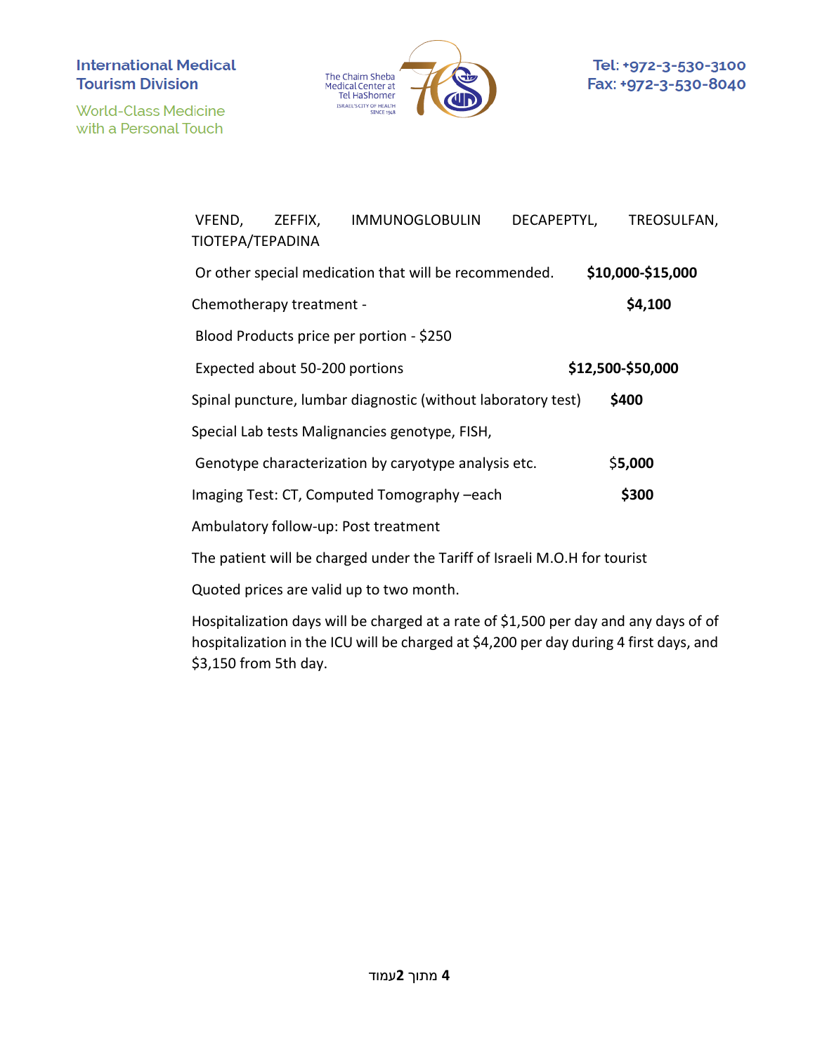VFEND, ZEFFIX, IMMUNOGLOBULIN DECAPEPTYL, TREOSULFAN, TIOTEPA/TEPADINA

Or other special medication that will be recommended. **$10,000-$15,000**

Chemotherapy treatment - **$4,100**

Blood Products price per portion - $250

Expected about 50-200 portions **$12,500-$50,000**

Spinal puncture, lumbar diagnostic (without laboratory test) **$400**

Special Lab tests Malignancies genotype, FISH,

Genotype characterization by caryotype analysis etc. $**5,000**

Imaging Test: CT, Computed Tomography –each **$300**

Ambulatory follow-up: Post treatment

The patient will be charged under the Tariff of Israeli M.O.H for tourist

Quoted prices are valid up to two month.

Hospitalization days will be charged at a rate of $1,500 per day and any days of of hospitalization in the ICU will be charged at $4,200 per day during 4 first days, and $3,150 from 5th day.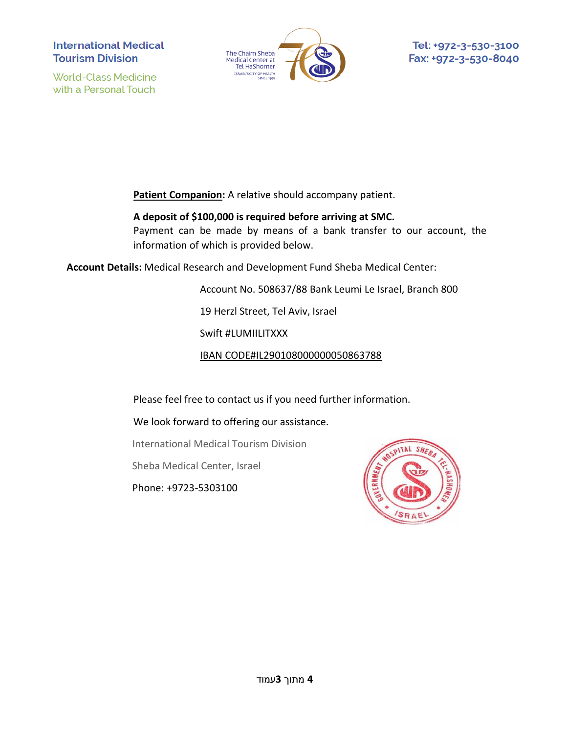**Patient Companion:** A relative should accompany patient.

**A deposit of $100,000 is required before arriving at SMC.**
Payment can be made by means of a bank transfer to our account, the information of which is provided below.

**Account Details:** Medical Research and Development Fund Sheba Medical Center:

Account No. 508637/88 Bank Leumi Le Israel, Branch 800

19 Herzl Street, Tel Aviv, Israel

Swift #LUMIILITXXX

IBAN CODE#IL290108000000050863788

Please feel free to contact us if you need further information.

We look forward to offering our assistance.

International Medical Tourism Division

Sheba Medical Center, Israel

Phone: +9723-5303100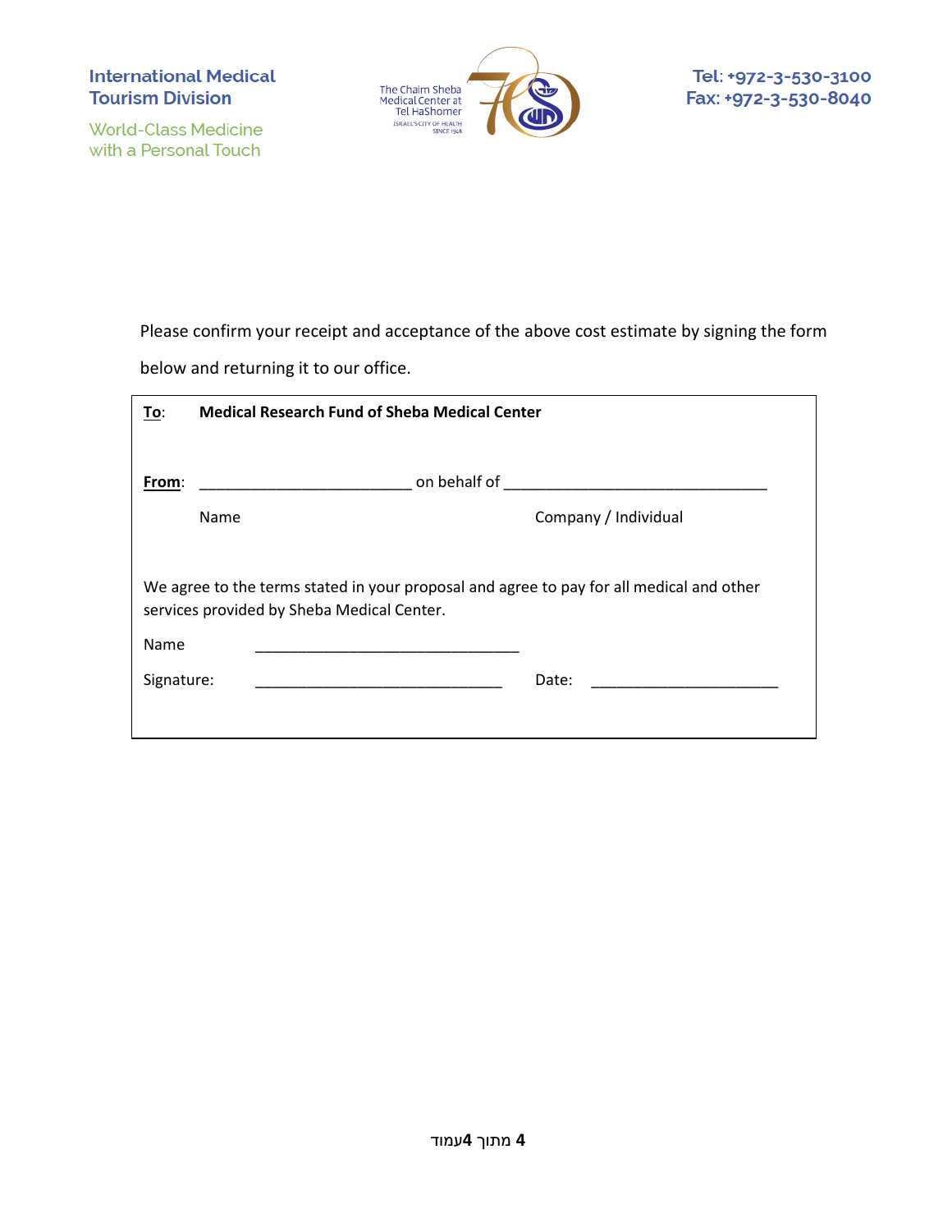Please confirm your receipt and acceptance of the above cost estimate by signing the form below and returning it to our office.

**To**: **Medical Research Fund of Sheba Medical Center**

**From**: ________________________ on behalf of ______________________________

Name Company / Individual

We agree to the terms stated in your proposal and agree to pay for all medical and other services provided by Sheba Medical Center.

Name ______________________________

Signature: ____________________________ Date: _____________________